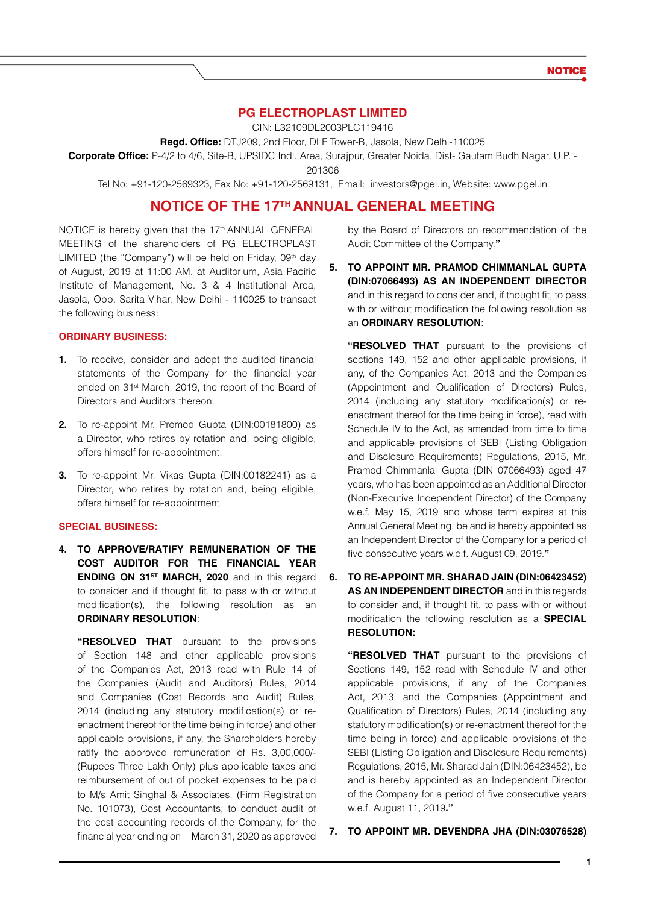# PG ELECTROPLAST LIMITED

CIN: L32109DL2003PLC119416

**Regd. Office:** DTJ209, 2nd Floor, DLF Tower-B, Jasola, New Delhi-110025

**Corporate Office:** P-4/2 to 4/6, Site-B, UPSIDC Indl. Area, Surajpur, Greater Noida, Dist- Gautam Budh Nagar, U.P. - 201306

Tel No: +91-120-2569323, Fax No: +91-120-2569131, Email: investors@pgel.in, Website: www.pgel.in

## NOTICE OF THE 17TH ANNUAL GENERAL MEETING

NOTICE is hereby given that the 17th ANNUAL GENERAL MEETING of the shareholders of PG ELECTROPLAST LIMITED (the "Company") will be held on Friday, 09th day of August, 2019 at 11:00 AM. at Auditorium, Asia Pacific Institute of Management, No. 3 & 4 Institutional Area, Jasola, Opp. Sarita Vihar, New Delhi - 110025 to transact the following business:

### ORDINARY BUSINESS:

1. To receive, consider and adopt the audited financial statements of the Company for the financial year ended on 31st March, 2019, the report of the Board of Directors and Auditors thereon.

2. To re-appoint Mr. Promod Gupta (DIN:00181800) as a Director, who retires by rotation and, being eligible, offers himself for re-appointment.

3. To re-appoint Mr. Vikas Gupta (DIN:00182241) as a Director, who retires by rotation and, being eligible, offers himself for re-appointment.

### SPECIAL BUSINESS:

4. **TO APPROVE/RATIFY REMUNERATION OF THE COST AUDITOR FOR THE FINANCIAL YEAR ENDING ON 31ST MARCH, 2020** and in this regard to consider and if thought fit, to pass with or without modification(s), the following resolution as an **ORDINARY RESOLUTION**:

   **"RESOLVED THAT** pursuant to the provisions of Section 148 and other applicable provisions of the Companies Act, 2013 read with Rule 14 of the Companies (Audit and Auditors) Rules, 2014 and Companies (Cost Records and Audit) Rules, 2014 (including any statutory modification(s) or re-enactment thereof for the time being in force) and other applicable provisions, if any, the Shareholders hereby ratify the approved remuneration of Rs. 3,00,000/- (Rupees Three Lakh Only) plus applicable taxes and reimbursement of out of pocket expenses to be paid to M/s Amit Singhal & Associates, (Firm Registration No. 101073), Cost Accountants, to conduct audit of the cost accounting records of the Company, for the financial year ending on March 31, 2020 as approved by the Board of Directors on recommendation of the Audit Committee of the Company.**"**

5. **TO APPOINT MR. PRAMOD CHIMMANLAL GUPTA (DIN:07066493) AS AN INDEPENDENT DIRECTOR** and in this regard to consider and, if thought fit, to pass with or without modification the following resolution as an **ORDINARY RESOLUTION**:

   **"RESOLVED THAT** pursuant to the provisions of sections 149, 152 and other applicable provisions, if any, of the Companies Act, 2013 and the Companies (Appointment and Qualification of Directors) Rules, 2014 (including any statutory modification(s) or re-enactment thereof for the time being in force), read with Schedule IV to the Act, as amended from time to time and applicable provisions of SEBI (Listing Obligation and Disclosure Requirements) Regulations, 2015, Mr. Pramod Chimmanlal Gupta (DIN 07066493) aged 47 years, who has been appointed as an Additional Director (Non-Executive Independent Director) of the Company w.e.f. May 15, 2019 and whose term expires at this Annual General Meeting, be and is hereby appointed as an Independent Director of the Company for a period of five consecutive years w.e.f. August 09, 2019.**"**

6. **TO RE-APPOINT MR. SHARAD JAIN (DIN:06423452) AS AN INDEPENDENT DIRECTOR** and in this regards to consider and, if thought fit, to pass with or without modification the following resolution as a **SPECIAL RESOLUTION:**

   **"RESOLVED THAT** pursuant to the provisions of Sections 149, 152 read with Schedule IV and other applicable provisions, if any, of the Companies Act, 2013, and the Companies (Appointment and Qualification of Directors) Rules, 2014 (including any statutory modification(s) or re-enactment thereof for the time being in force) and applicable provisions of the SEBI (Listing Obligation and Disclosure Requirements) Regulations, 2015, Mr. Sharad Jain (DIN:06423452), be and is hereby appointed as an Independent Director of the Company for a period of five consecutive years w.e.f. August 11, 2019**."**

7. **TO APPOINT MR. DEVENDRA JHA (DIN:03076528)**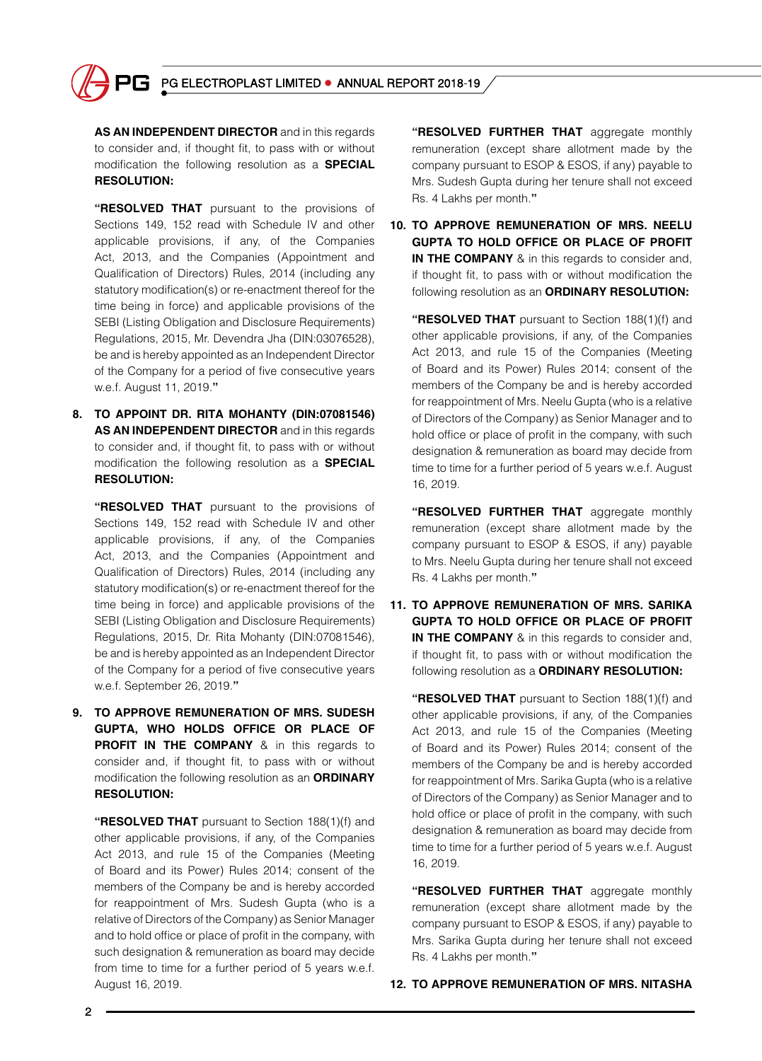**AS AN INDEPENDENT DIRECTOR** and in this regards to consider and, if thought fit, to pass with or without modification the following resolution as a **SPECIAL RESOLUTION:**

**"RESOLVED THAT** pursuant to the provisions of Sections 149, 152 read with Schedule IV and other applicable provisions, if any, of the Companies Act, 2013, and the Companies (Appointment and Qualification of Directors) Rules, 2014 (including any statutory modification(s) or re-enactment thereof for the time being in force) and applicable provisions of the SEBI (Listing Obligation and Disclosure Requirements) Regulations, 2015, Mr. Devendra Jha (DIN:03076528), be and is hereby appointed as an Independent Director of the Company for a period of five consecutive years w.e.f. August 11, 2019.**"**

8. **TO APPOINT DR. RITA MOHANTY (DIN:07081546) AS AN INDEPENDENT DIRECTOR** and in this regards to consider and, if thought fit, to pass with or without modification the following resolution as a **SPECIAL RESOLUTION:**

   **"RESOLVED THAT** pursuant to the provisions of Sections 149, 152 read with Schedule IV and other applicable provisions, if any, of the Companies Act, 2013, and the Companies (Appointment and Qualification of Directors) Rules, 2014 (including any statutory modification(s) or re-enactment thereof for the time being in force) and applicable provisions of the SEBI (Listing Obligation and Disclosure Requirements) Regulations, 2015, Dr. Rita Mohanty (DIN:07081546), be and is hereby appointed as an Independent Director of the Company for a period of five consecutive years w.e.f. September 26, 2019.**"**

9. **TO APPROVE REMUNERATION OF MRS. SUDESH GUPTA, WHO HOLDS OFFICE OR PLACE OF PROFIT IN THE COMPANY** & in this regards to consider and, if thought fit, to pass with or without modification the following resolution as an **ORDINARY RESOLUTION:**

   **"RESOLVED THAT** pursuant to Section 188(1)(f) and other applicable provisions, if any, of the Companies Act 2013, and rule 15 of the Companies (Meeting of Board and its Power) Rules 2014; consent of the members of the Company be and is hereby accorded for reappointment of Mrs. Sudesh Gupta (who is a relative of Directors of the Company) as Senior Manager and to hold office or place of profit in the company, with such designation & remuneration as board may decide from time to time for a further period of 5 years w.e.f. August 16, 2019.

   **"RESOLVED FURTHER THAT** aggregate monthly remuneration (except share allotment made by the company pursuant to ESOP & ESOS, if any) payable to Mrs. Sudesh Gupta during her tenure shall not exceed Rs. 4 Lakhs per month.**"**

10. **TO APPROVE REMUNERATION OF MRS. NEELU GUPTA TO HOLD OFFICE OR PLACE OF PROFIT IN THE COMPANY** & in this regards to consider and, if thought fit, to pass with or without modification the following resolution as an **ORDINARY RESOLUTION:**

    **"RESOLVED THAT** pursuant to Section 188(1)(f) and other applicable provisions, if any, of the Companies Act 2013, and rule 15 of the Companies (Meeting of Board and its Power) Rules 2014; consent of the members of the Company be and is hereby accorded for reappointment of Mrs. Neelu Gupta (who is a relative of Directors of the Company) as Senior Manager and to hold office or place of profit in the company, with such designation & remuneration as board may decide from time to time for a further period of 5 years w.e.f. August 16, 2019.

    **"RESOLVED FURTHER THAT** aggregate monthly remuneration (except share allotment made by the company pursuant to ESOP & ESOS, if any) payable to Mrs. Neelu Gupta during her tenure shall not exceed Rs. 4 Lakhs per month.**"**

11. **TO APPROVE REMUNERATION OF MRS. SARIKA GUPTA TO HOLD OFFICE OR PLACE OF PROFIT IN THE COMPANY** & in this regards to consider and, if thought fit, to pass with or without modification the following resolution as a **ORDINARY RESOLUTION:**

    **"RESOLVED THAT** pursuant to Section 188(1)(f) and other applicable provisions, if any, of the Companies Act 2013, and rule 15 of the Companies (Meeting of Board and its Power) Rules 2014; consent of the members of the Company be and is hereby accorded for reappointment of Mrs. Sarika Gupta (who is a relative of Directors of the Company) as Senior Manager and to hold office or place of profit in the company, with such designation & remuneration as board may decide from time to time for a further period of 5 years w.e.f. August 16, 2019.

    **"RESOLVED FURTHER THAT** aggregate monthly remuneration (except share allotment made by the company pursuant to ESOP & ESOS, if any) payable to Mrs. Sarika Gupta during her tenure shall not exceed Rs. 4 Lakhs per month.**"**

12. **TO APPROVE REMUNERATION OF MRS. NITASHA**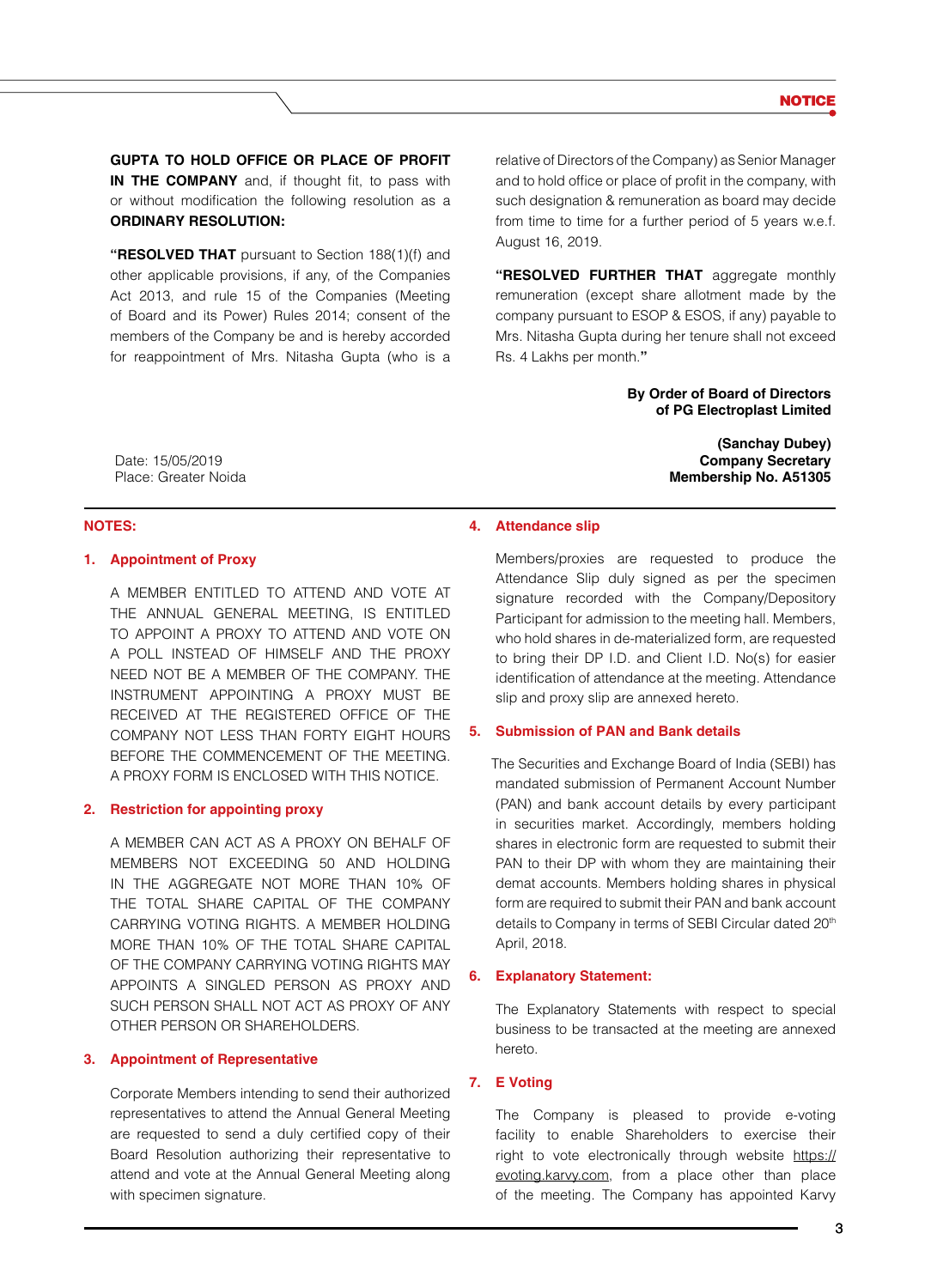**GUPTA TO HOLD OFFICE OR PLACE OF PROFIT IN THE COMPANY** and, if thought fit, to pass with or without modification the following resolution as a **ORDINARY RESOLUTION:**

**"RESOLVED THAT** pursuant to Section 188(1)(f) and other applicable provisions, if any, of the Companies Act 2013, and rule 15 of the Companies (Meeting of Board and its Power) Rules 2014; consent of the members of the Company be and is hereby accorded for reappointment of Mrs. Nitasha Gupta (who is a relative of Directors of the Company) as Senior Manager and to hold office or place of profit in the company, with such designation & remuneration as board may decide from time to time for a further period of 5 years w.e.f. August 16, 2019.

**"RESOLVED FURTHER THAT** aggregate monthly remuneration (except share allotment made by the company pursuant to ESOP & ESOS, if any) payable to Mrs. Nitasha Gupta during her tenure shall not exceed Rs. 4 Lakhs per month.**"**

**By Order of Board of Directors**
**of PG Electroplast Limited**

Date: 15/05/2019
Place: Greater Noida

**(Sanchay Dubey)**
**Company Secretary**
**Membership No. A51305**

## NOTES:

### 1. Appointment of Proxy

A MEMBER ENTITLED TO ATTEND AND VOTE AT THE ANNUAL GENERAL MEETING, IS ENTITLED TO APPOINT A PROXY TO ATTEND AND VOTE ON A POLL INSTEAD OF HIMSELF AND THE PROXY NEED NOT BE A MEMBER OF THE COMPANY. THE INSTRUMENT APPOINTING A PROXY MUST BE RECEIVED AT THE REGISTERED OFFICE OF THE COMPANY NOT LESS THAN FORTY EIGHT HOURS BEFORE THE COMMENCEMENT OF THE MEETING. A PROXY FORM IS ENCLOSED WITH THIS NOTICE.

### 2. Restriction for appointing proxy

A MEMBER CAN ACT AS A PROXY ON BEHALF OF MEMBERS NOT EXCEEDING 50 AND HOLDING IN THE AGGREGATE NOT MORE THAN 10% OF THE TOTAL SHARE CAPITAL OF THE COMPANY CARRYING VOTING RIGHTS. A MEMBER HOLDING MORE THAN 10% OF THE TOTAL SHARE CAPITAL OF THE COMPANY CARRYING VOTING RIGHTS MAY APPOINTS A SINGLED PERSON AS PROXY AND SUCH PERSON SHALL NOT ACT AS PROXY OF ANY OTHER PERSON OR SHAREHOLDERS.

### 3. Appointment of Representative

Corporate Members intending to send their authorized representatives to attend the Annual General Meeting are requested to send a duly certified copy of their Board Resolution authorizing their representative to attend and vote at the Annual General Meeting along with specimen signature.

### 4. Attendance slip

Members/proxies are requested to produce the Attendance Slip duly signed as per the specimen signature recorded with the Company/Depository Participant for admission to the meeting hall. Members, who hold shares in de-materialized form, are requested to bring their DP I.D. and Client I.D. No(s) for easier identification of attendance at the meeting. Attendance slip and proxy slip are annexed hereto.

### 5. Submission of PAN and Bank details

The Securities and Exchange Board of India (SEBI) has mandated submission of Permanent Account Number (PAN) and bank account details by every participant in securities market. Accordingly, members holding shares in electronic form are requested to submit their PAN to their DP with whom they are maintaining their demat accounts. Members holding shares in physical form are required to submit their PAN and bank account details to Company in terms of SEBI Circular dated 20th April, 2018.

### 6. Explanatory Statement:

The Explanatory Statements with respect to special business to be transacted at the meeting are annexed hereto.

### 7. E Voting

The Company is pleased to provide e-voting facility to enable Shareholders to exercise their right to vote electronically through website https://evoting.karvy.com, from a place other than place of the meeting. The Company has appointed Karvy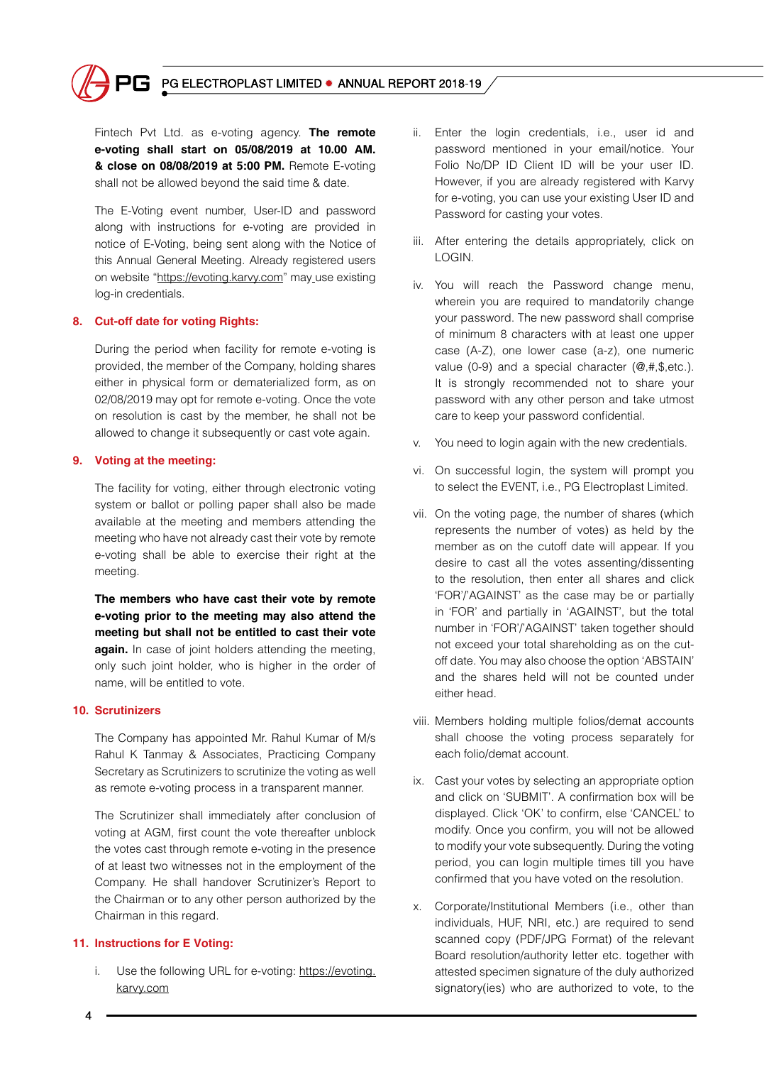Fintech Pvt Ltd. as e-voting agency. **The remote e-voting shall start on 05/08/2019 at 10.00 AM. & close on 08/08/2019 at 5:00 PM.** Remote E-voting shall not be allowed beyond the said time & date.

The E-Voting event number, User-ID and password along with instructions for e-voting are provided in notice of E-Voting, being sent along with the Notice of this Annual General Meeting. Already registered users on website "https://evoting.karvy.com" may use existing log-in credentials.

## 8. Cut-off date for voting Rights:

During the period when facility for remote e-voting is provided, the member of the Company, holding shares either in physical form or dematerialized form, as on 02/08/2019 may opt for remote e-voting. Once the vote on resolution is cast by the member, he shall not be allowed to change it subsequently or cast vote again.

## 9. Voting at the meeting:

The facility for voting, either through electronic voting system or ballot or polling paper shall also be made available at the meeting and members attending the meeting who have not already cast their vote by remote e-voting shall be able to exercise their right at the meeting.

**The members who have cast their vote by remote e-voting prior to the meeting may also attend the meeting but shall not be entitled to cast their vote again.** In case of joint holders attending the meeting, only such joint holder, who is higher in the order of name, will be entitled to vote.

## 10. Scrutinizers

The Company has appointed Mr. Rahul Kumar of M/s Rahul K Tanmay & Associates, Practicing Company Secretary as Scrutinizers to scrutinize the voting as well as remote e-voting process in a transparent manner.

The Scrutinizer shall immediately after conclusion of voting at AGM, first count the vote thereafter unblock the votes cast through remote e-voting in the presence of at least two witnesses not in the employment of the Company. He shall handover Scrutinizer's Report to the Chairman or to any other person authorized by the Chairman in this regard.

## 11. Instructions for E Voting:

i. Use the following URL for e-voting: https://evoting.karvy.com

ii. Enter the login credentials, i.e., user id and password mentioned in your email/notice. Your Folio No/DP ID Client ID will be your user ID. However, if you are already registered with Karvy for e-voting, you can use your existing User ID and Password for casting your votes.

iii. After entering the details appropriately, click on LOGIN.

iv. You will reach the Password change menu, wherein you are required to mandatorily change your password. The new password shall comprise of minimum 8 characters with at least one upper case (A-Z), one lower case (a-z), one numeric value (0-9) and a special character (@,#,$,etc.). It is strongly recommended not to share your password with any other person and take utmost care to keep your password confidential.

v. You need to login again with the new credentials.

vi. On successful login, the system will prompt you to select the EVENT, i.e., PG Electroplast Limited.

vii. On the voting page, the number of shares (which represents the number of votes) as held by the member as on the cutoff date will appear. If you desire to cast all the votes assenting/dissenting to the resolution, then enter all shares and click 'FOR'/'AGAINST' as the case may be or partially in 'FOR' and partially in 'AGAINST', but the total number in 'FOR'/'AGAINST' taken together should not exceed your total shareholding as on the cut-off date. You may also choose the option 'ABSTAIN' and the shares held will not be counted under either head.

viii. Members holding multiple folios/demat accounts shall choose the voting process separately for each folio/demat account.

ix. Cast your votes by selecting an appropriate option and click on 'SUBMIT'. A confirmation box will be displayed. Click 'OK' to confirm, else 'CANCEL' to modify. Once you confirm, you will not be allowed to modify your vote subsequently. During the voting period, you can login multiple times till you have confirmed that you have voted on the resolution.

x. Corporate/Institutional Members (i.e., other than individuals, HUF, NRI, etc.) are required to send scanned copy (PDF/JPG Format) of the relevant Board resolution/authority letter etc. together with attested specimen signature of the duly authorized signatory(ies) who are authorized to vote, to the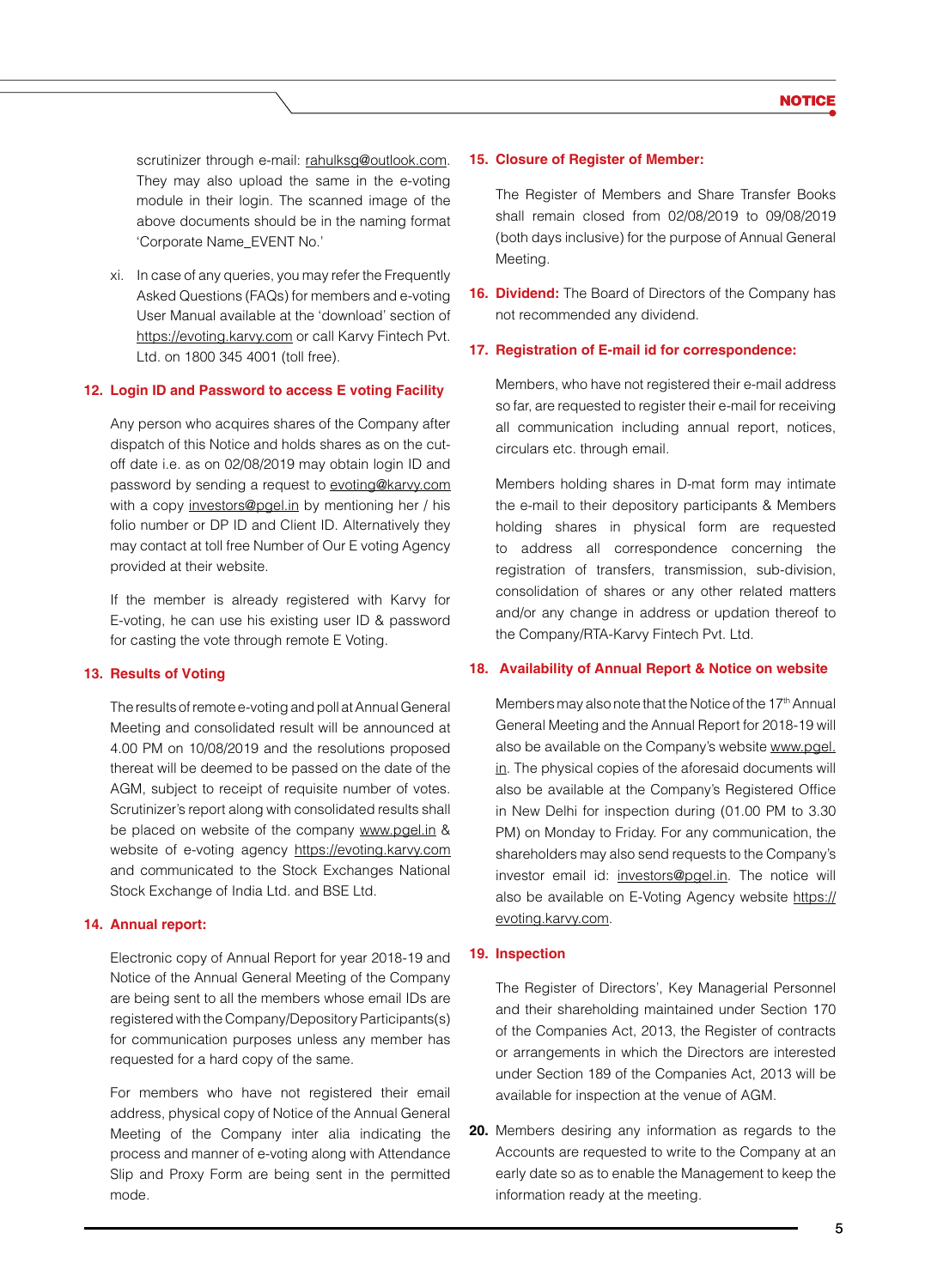scrutinizer through e-mail: rahulksg@outlook.com. They may also upload the same in the e-voting module in their login. The scanned image of the above documents should be in the naming format 'Corporate Name_EVENT No.'

xi. In case of any queries, you may refer the Frequently Asked Questions (FAQs) for members and e-voting User Manual available at the 'download' section of https://evoting.karvy.com or call Karvy Fintech Pvt. Ltd. on 1800 345 4001 (toll free).

**12. Login ID and Password to access E voting Facility**

Any person who acquires shares of the Company after dispatch of this Notice and holds shares as on the cut-off date i.e. as on 02/08/2019 may obtain login ID and password by sending a request to evoting@karvy.com with a copy investors@pgel.in by mentioning her / his folio number or DP ID and Client ID. Alternatively they may contact at toll free Number of Our E voting Agency provided at their website.

If the member is already registered with Karvy for E-voting, he can use his existing user ID & password for casting the vote through remote E Voting.

**13. Results of Voting**

The results of remote e-voting and poll at Annual General Meeting and consolidated result will be announced at 4.00 PM on 10/08/2019 and the resolutions proposed thereat will be deemed to be passed on the date of the AGM, subject to receipt of requisite number of votes. Scrutinizer's report along with consolidated results shall be placed on website of the company www.pgel.in & website of e-voting agency https://evoting.karvy.com and communicated to the Stock Exchanges National Stock Exchange of India Ltd. and BSE Ltd.

**14. Annual report:**

Electronic copy of Annual Report for year 2018-19 and Notice of the Annual General Meeting of the Company are being sent to all the members whose email IDs are registered with the Company/Depository Participants(s) for communication purposes unless any member has requested for a hard copy of the same.

For members who have not registered their email address, physical copy of Notice of the Annual General Meeting of the Company inter alia indicating the process and manner of e-voting along with Attendance Slip and Proxy Form are being sent in the permitted mode.

**15. Closure of Register of Member:**

The Register of Members and Share Transfer Books shall remain closed from 02/08/2019 to 09/08/2019 (both days inclusive) for the purpose of Annual General Meeting.

**16. Dividend:** The Board of Directors of the Company has not recommended any dividend.

**17. Registration of E-mail id for correspondence:**

Members, who have not registered their e-mail address so far, are requested to register their e-mail for receiving all communication including annual report, notices, circulars etc. through email.

Members holding shares in D-mat form may intimate the e-mail to their depository participants & Members holding shares in physical form are requested to address all correspondence concerning the registration of transfers, transmission, sub-division, consolidation of shares or any other related matters and/or any change in address or updation thereof to the Company/RTA-Karvy Fintech Pvt. Ltd.

**18. Availability of Annual Report & Notice on website**

Members may also note that the Notice of the 17th Annual General Meeting and the Annual Report for 2018-19 will also be available on the Company's website www.pgel.in. The physical copies of the aforesaid documents will also be available at the Company's Registered Office in New Delhi for inspection during (01.00 PM to 3.30 PM) on Monday to Friday. For any communication, the shareholders may also send requests to the Company's investor email id: investors@pgel.in. The notice will also be available on E-Voting Agency website https://evoting.karvy.com.

**19. Inspection**

The Register of Directors', Key Managerial Personnel and their shareholding maintained under Section 170 of the Companies Act, 2013, the Register of contracts or arrangements in which the Directors are interested under Section 189 of the Companies Act, 2013 will be available for inspection at the venue of AGM.

**20.** Members desiring any information as regards to the Accounts are requested to write to the Company at an early date so as to enable the Management to keep the information ready at the meeting.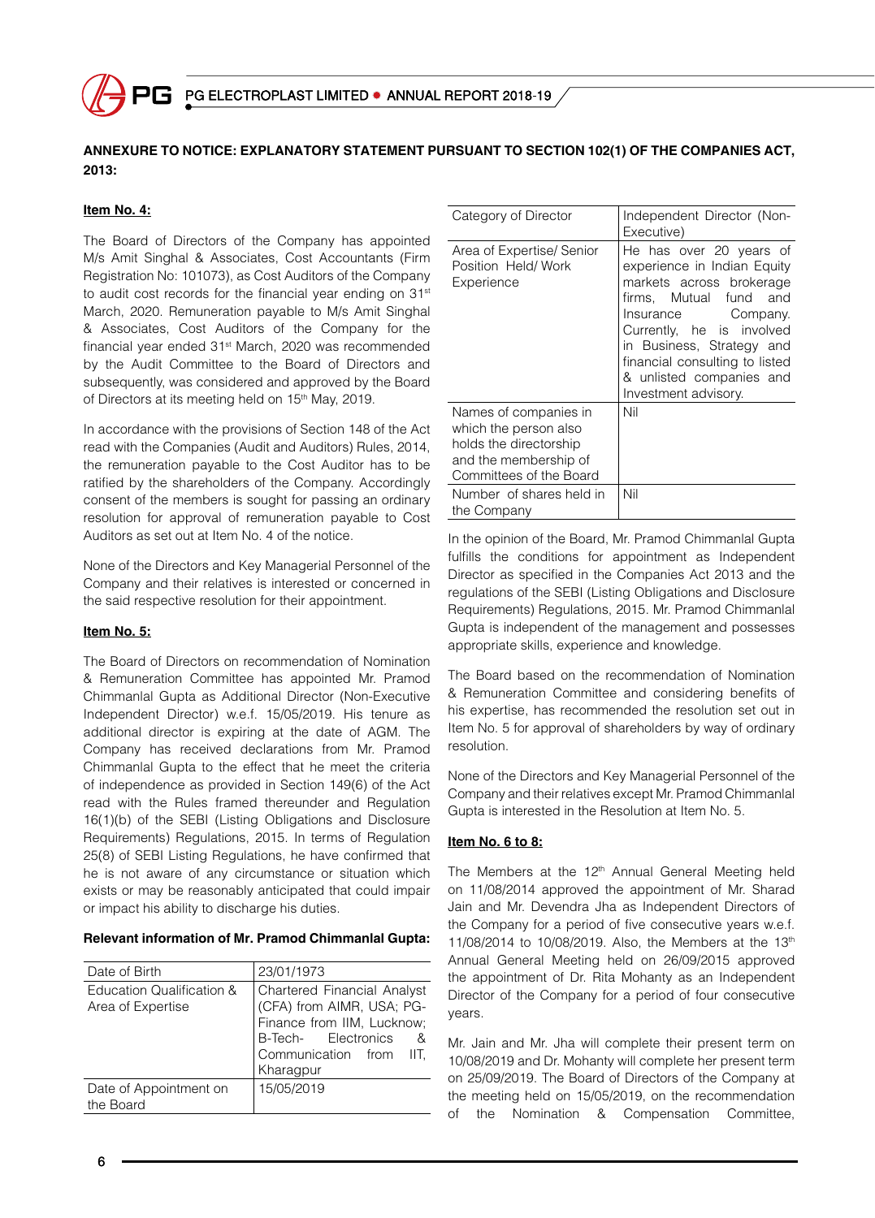**ANNEXURE TO NOTICE: EXPLANATORY STATEMENT PURSUANT TO SECTION 102(1) OF THE COMPANIES ACT, 2013:**

**Item No. 4:**

The Board of Directors of the Company has appointed M/s Amit Singhal & Associates, Cost Accountants (Firm Registration No: 101073), as Cost Auditors of the Company to audit cost records for the financial year ending on 31st March, 2020. Remuneration payable to M/s Amit Singhal & Associates, Cost Auditors of the Company for the financial year ended 31st March, 2020 was recommended by the Audit Committee to the Board of Directors and subsequently, was considered and approved by the Board of Directors at its meeting held on 15th May, 2019.

In accordance with the provisions of Section 148 of the Act read with the Companies (Audit and Auditors) Rules, 2014, the remuneration payable to the Cost Auditor has to be ratified by the shareholders of the Company. Accordingly consent of the members is sought for passing an ordinary resolution for approval of remuneration payable to Cost Auditors as set out at Item No. 4 of the notice.

None of the Directors and Key Managerial Personnel of the Company and their relatives is interested or concerned in the said respective resolution for their appointment.

**Item No. 5:**

The Board of Directors on recommendation of Nomination & Remuneration Committee has appointed Mr. Pramod Chimmanlal Gupta as Additional Director (Non-Executive Independent Director) w.e.f. 15/05/2019. His tenure as additional director is expiring at the date of AGM. The Company has received declarations from Mr. Pramod Chimmanlal Gupta to the effect that he meet the criteria of independence as provided in Section 149(6) of the Act read with the Rules framed thereunder and Regulation 16(1)(b) of the SEBI (Listing Obligations and Disclosure Requirements) Regulations, 2015. In terms of Regulation 25(8) of SEBI Listing Regulations, he have confirmed that he is not aware of any circumstance or situation which exists or may be reasonably anticipated that could impair or impact his ability to discharge his duties.

**Relevant information of Mr. Pramod Chimmanlal Gupta:**

| | |
|---|---|
| Date of Birth | 23/01/1973 |
| Education Qualification & Area of Expertise | Chartered Financial Analyst (CFA) from AIMR, USA; PG-Finance from IIM, Lucknow; B-Tech- Electronics & Communication from IIT, Kharagpur |
| Date of Appointment on the Board | 15/05/2019 |
| Category of Director | Independent Director (Non-Executive) |
| Area of Expertise/ Senior Position Held/ Work Experience | He has over 20 years of experience in Indian Equity markets across brokerage firms, Mutual fund and Insurance Company. Currently, he is involved in Business, Strategy and financial consulting to listed & unlisted companies and Investment advisory. |
| Names of companies in which the person also holds the directorship and the membership of Committees of the Board | Nil |
| Number of shares held in the Company | Nil |

In the opinion of the Board, Mr. Pramod Chimmanlal Gupta fulfills the conditions for appointment as Independent Director as specified in the Companies Act 2013 and the regulations of the SEBI (Listing Obligations and Disclosure Requirements) Regulations, 2015. Mr. Pramod Chimmanlal Gupta is independent of the management and possesses appropriate skills, experience and knowledge.

The Board based on the recommendation of Nomination & Remuneration Committee and considering benefits of his expertise, has recommended the resolution set out in Item No. 5 for approval of shareholders by way of ordinary resolution.

None of the Directors and Key Managerial Personnel of the Company and their relatives except Mr. Pramod Chimmanlal Gupta is interested in the Resolution at Item No. 5.

**Item No. 6 to 8:**

The Members at the 12th Annual General Meeting held on 11/08/2014 approved the appointment of Mr. Sharad Jain and Mr. Devendra Jha as Independent Directors of the Company for a period of five consecutive years w.e.f. 11/08/2014 to 10/08/2019. Also, the Members at the 13th Annual General Meeting held on 26/09/2015 approved the appointment of Dr. Rita Mohanty as an Independent Director of the Company for a period of four consecutive years.

Mr. Jain and Mr. Jha will complete their present term on 10/08/2019 and Dr. Mohanty will complete her present term on 25/09/2019. The Board of Directors of the Company at the meeting held on 15/05/2019, on the recommendation of the Nomination & Compensation Committee,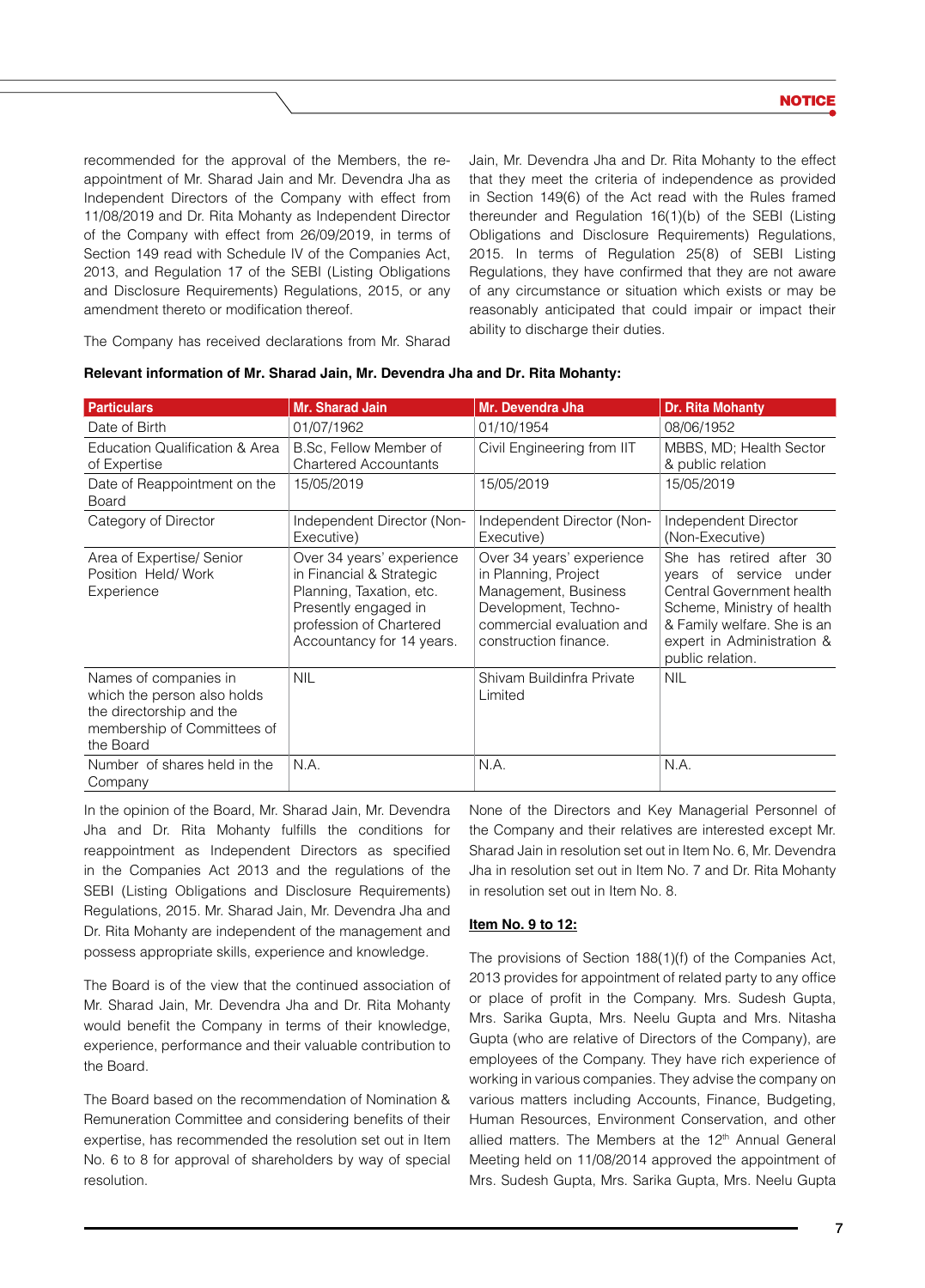recommended for the approval of the Members, the re-appointment of Mr. Sharad Jain and Mr. Devendra Jha as Independent Directors of the Company with effect from 11/08/2019 and Dr. Rita Mohanty as Independent Director of the Company with effect from 26/09/2019, in terms of Section 149 read with Schedule IV of the Companies Act, 2013, and Regulation 17 of the SEBI (Listing Obligations and Disclosure Requirements) Regulations, 2015, or any amendment thereto or modification thereof.

The Company has received declarations from Mr. Sharad Jain, Mr. Devendra Jha and Dr. Rita Mohanty to the effect that they meet the criteria of independence as provided in Section 149(6) of the Act read with the Rules framed thereunder and Regulation 16(1)(b) of the SEBI (Listing Obligations and Disclosure Requirements) Regulations, 2015. In terms of Regulation 25(8) of SEBI Listing Regulations, they have confirmed that they are not aware of any circumstance or situation which exists or may be reasonably anticipated that could impair or impact their ability to discharge their duties.

**Relevant information of Mr. Sharad Jain, Mr. Devendra Jha and Dr. Rita Mohanty:**

| Particulars | Mr. Sharad Jain | Mr. Devendra Jha | Dr. Rita Mohanty |
|---|---|---|---|
| Date of Birth | 01/07/1962 | 01/10/1954 | 08/06/1952 |
| Education Qualification & Area of Expertise | B.Sc, Fellow Member of Chartered Accountants | Civil Engineering from IIT | MBBS, MD; Health Sector & public relation |
| Date of Reappointment on the Board | 15/05/2019 | 15/05/2019 | 15/05/2019 |
| Category of Director | Independent Director (Non-Executive) | Independent Director (Non-Executive) | Independent Director (Non-Executive) |
| Area of Expertise/ Senior Position Held/ Work Experience | Over 34 years' experience in Financial & Strategic Planning, Taxation, etc. Presently engaged in profession of Chartered Accountancy for 14 years. | Over 34 years' experience in Planning, Project Management, Business Development, Techno-commercial evaluation and construction finance. | She has retired after 30 years of service under Central Government health Scheme, Ministry of health & Family welfare. She is an expert in Administration & public relation. |
| Names of companies in which the person also holds the directorship and the membership of Committees of the Board | NIL | Shivam Buildinfra Private Limited | NIL |
| Number of shares held in the Company | N.A. | N.A. | N.A. |

In the opinion of the Board, Mr. Sharad Jain, Mr. Devendra Jha and Dr. Rita Mohanty fulfills the conditions for reappointment as Independent Directors as specified in the Companies Act 2013 and the regulations of the SEBI (Listing Obligations and Disclosure Requirements) Regulations, 2015. Mr. Sharad Jain, Mr. Devendra Jha and Dr. Rita Mohanty are independent of the management and possess appropriate skills, experience and knowledge.

The Board is of the view that the continued association of Mr. Sharad Jain, Mr. Devendra Jha and Dr. Rita Mohanty would benefit the Company in terms of their knowledge, experience, performance and their valuable contribution to the Board.

The Board based on the recommendation of Nomination & Remuneration Committee and considering benefits of their expertise, has recommended the resolution set out in Item No. 6 to 8 for approval of shareholders by way of special resolution.

None of the Directors and Key Managerial Personnel of the Company and their relatives are interested except Mr. Sharad Jain in resolution set out in Item No. 6, Mr. Devendra Jha in resolution set out in Item No. 7 and Dr. Rita Mohanty in resolution set out in Item No. 8.

**Item No. 9 to 12:**

The provisions of Section 188(1)(f) of the Companies Act, 2013 provides for appointment of related party to any office or place of profit in the Company. Mrs. Sudesh Gupta, Mrs. Sarika Gupta, Mrs. Neelu Gupta and Mrs. Nitasha Gupta (who are relative of Directors of the Company), are employees of the Company. They have rich experience of working in various companies. They advise the company on various matters including Accounts, Finance, Budgeting, Human Resources, Environment Conservation, and other allied matters. The Members at the 12th Annual General Meeting held on 11/08/2014 approved the appointment of Mrs. Sudesh Gupta, Mrs. Sarika Gupta, Mrs. Neelu Gupta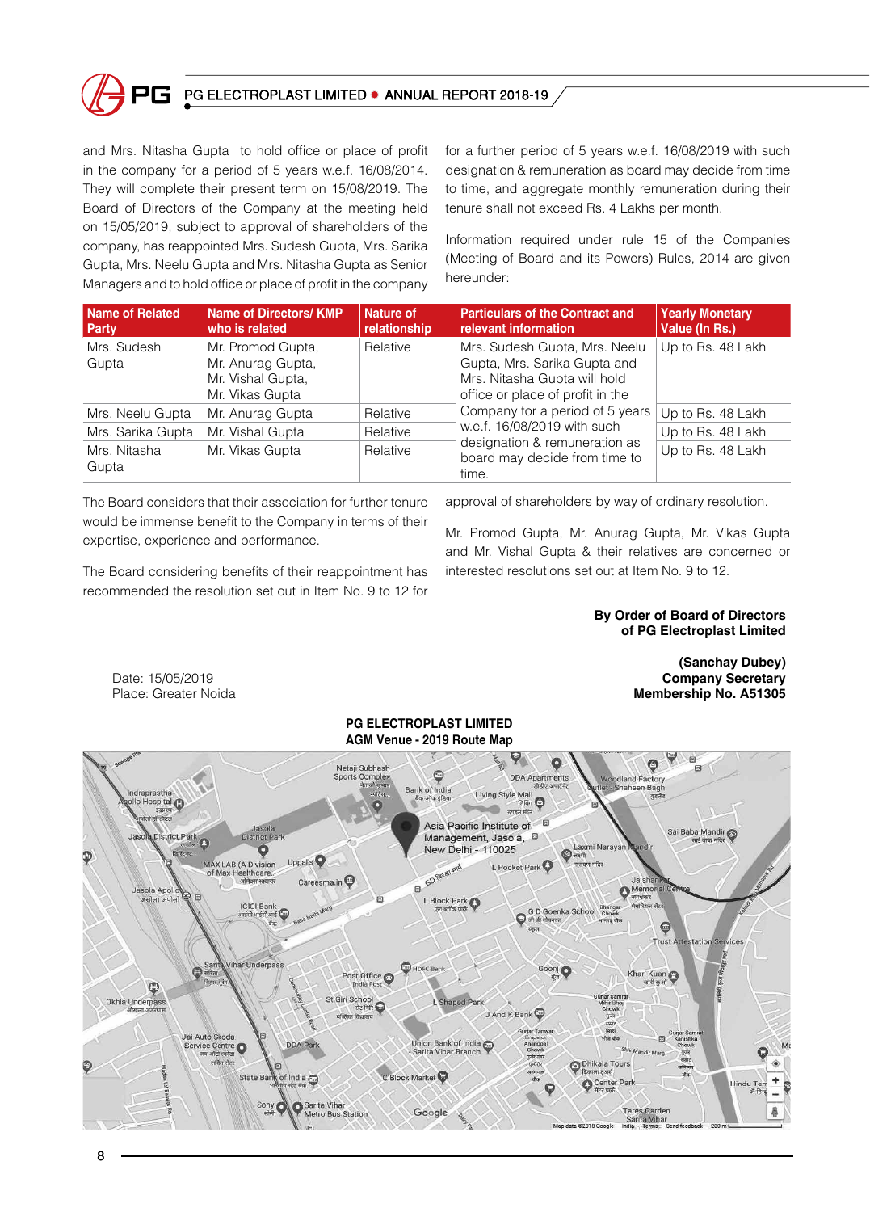and Mrs. Nitasha Gupta to hold office or place of profit in the company for a period of 5 years w.e.f. 16/08/2014. They will complete their present term on 15/08/2019. The Board of Directors of the Company at the meeting held on 15/05/2019, subject to approval of shareholders of the company, has reappointed Mrs. Sudesh Gupta, Mrs. Sarika Gupta, Mrs. Neelu Gupta and Mrs. Nitasha Gupta as Senior Managers and to hold office or place of profit in the company for a further period of 5 years w.e.f. 16/08/2019 with such designation & remuneration as board may decide from time to time, and aggregate monthly remuneration during their tenure shall not exceed Rs. 4 Lakhs per month.

Information required under rule 15 of the Companies (Meeting of Board and its Powers) Rules, 2014 are given hereunder:

| Name of Related Party | Name of Directors/ KMP who is related | Nature of relationship | Particulars of the Contract and relevant information | Yearly Monetary Value (In Rs.) |
|---|---|---|---|---|
| Mrs. Sudesh Gupta | Mr. Promod Gupta, Mr. Anurag Gupta, Mr. Vishal Gupta, Mr. Vikas Gupta | Relative | Mrs. Sudesh Gupta, Mrs. Neelu Gupta, Mrs. Sarika Gupta and Mrs. Nitasha Gupta will hold office or place of profit in the Company for a period of 5 years w.e.f. 16/08/2019 with such designation & remuneration as board may decide from time to time. | Up to Rs. 48 Lakh |
| Mrs. Neelu Gupta | Mr. Anurag Gupta | Relative | | Up to Rs. 48 Lakh |
| Mrs. Sarika Gupta | Mr. Vishal Gupta | Relative | | Up to Rs. 48 Lakh |
| Mrs. Nitasha Gupta | Mr. Vikas Gupta | Relative | | Up to Rs. 48 Lakh |

The Board considers that their association for further tenure would be immense benefit to the Company in terms of their expertise, experience and performance.

The Board considering benefits of their reappointment has recommended the resolution set out in Item No. 9 to 12 for approval of shareholders by way of ordinary resolution.

Mr. Promod Gupta, Mr. Anurag Gupta, Mr. Vikas Gupta and Mr. Vishal Gupta & their relatives are concerned or interested resolutions set out at Item No. 9 to 12.

**By Order of Board of Directors**
**of PG Electroplast Limited**

**(Sanchay Dubey)**
**Company Secretary**
**Membership No. A51305**

Date: 15/05/2019
Place: Greater Noida

**PG ELECTROPLAST LIMITED**
**AGM Venue - 2019 Route Map**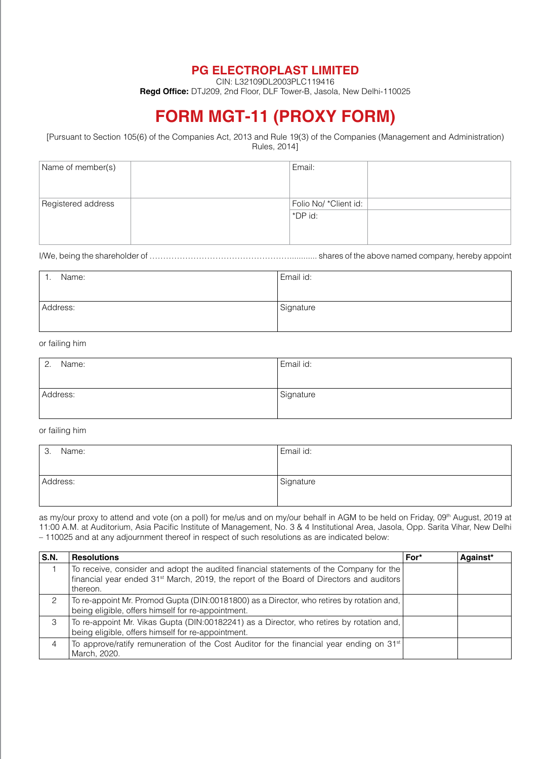# PG ELECTROPLAST LIMITED

CIN: L32109DL2003PLC119416

**Regd Office:** DTJ209, 2nd Floor, DLF Tower-B, Jasola, New Delhi-110025

# FORM MGT-11 (PROXY FORM)

[Pursuant to Section 105(6) of the Companies Act, 2013 and Rule 19(3) of the Companies (Management and Administration) Rules, 2014]

| Name of member(s) | | Email: | |
|---|---|---|---|
| Registered address | | Folio No/ *Client id: | |
| | | *DP id: | |

I/We, being the shareholder of ……………………………………………........... shares of the above named company, hereby appoint

| 1. Name: | Email id: |
|---|---|
| Address: | Signature |

or failing him

| 2. Name: | Email id: |
|---|---|
| Address: | Signature |

or failing him

| 3. Name: | Email id: |
|---|---|
| Address: | Signature |

as my/our proxy to attend and vote (on a poll) for me/us and on my/our behalf in AGM to be held on Friday, 09th August, 2019 at 11:00 A.M. at Auditorium, Asia Pacific Institute of Management, No. 3 & 4 Institutional Area, Jasola, Opp. Sarita Vihar, New Delhi – 110025 and at any adjournment thereof in respect of such resolutions as are indicated below:

| S.N. | Resolutions | For* | Against* |
|---|---|---|---|
| 1 | To receive, consider and adopt the audited financial statements of the Company for the financial year ended 31st March, 2019, the report of the Board of Directors and auditors thereon. | | |
| 2 | To re-appoint Mr. Promod Gupta (DIN:00181800) as a Director, who retires by rotation and, being eligible, offers himself for re-appointment. | | |
| 3 | To re-appoint Mr. Vikas Gupta (DIN:00182241) as a Director, who retires by rotation and, being eligible, offers himself for re-appointment. | | |
| 4 | To approve/ratify remuneration of the Cost Auditor for the financial year ending on 31st March, 2020. | | |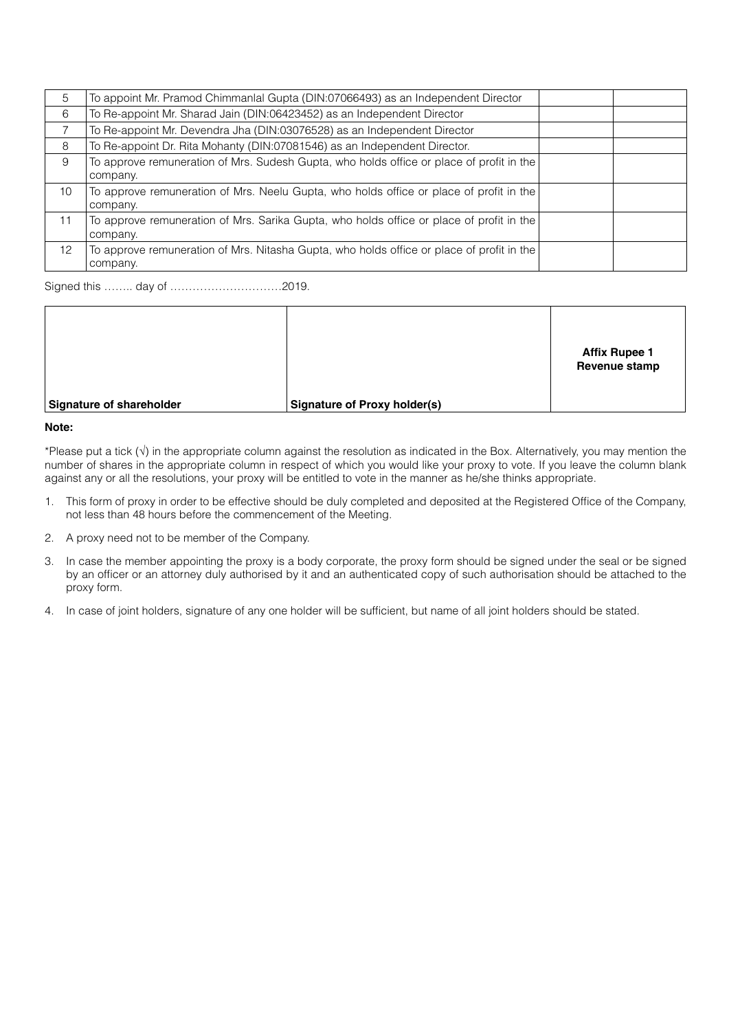| | | | |
|---|---|---|---|
| 5 | To appoint Mr. Pramod Chimmanlal Gupta (DIN:07066493) as an Independent Director | | |
| 6 | To Re-appoint Mr. Sharad Jain (DIN:06423452) as an Independent Director | | |
| 7 | To Re-appoint Mr. Devendra Jha (DIN:03076528) as an Independent Director | | |
| 8 | To Re-appoint Dr. Rita Mohanty (DIN:07081546) as an Independent Director. | | |
| 9 | To approve remuneration of Mrs. Sudesh Gupta, who holds office or place of profit in the company. | | |
| 10 | To approve remuneration of Mrs. Neelu Gupta, who holds office or place of profit in the company. | | |
| 11 | To approve remuneration of Mrs. Sarika Gupta, who holds office or place of profit in the company. | | |
| 12 | To approve remuneration of Mrs. Nitasha Gupta, who holds office or place of profit in the company. | | |

Signed this …….. day of …………………………2019.

| | | |
|---|---|---|
| **Signature of shareholder** | **Signature of Proxy holder(s)** | **Affix Rupee 1 Revenue stamp** |

**Note:**

*Please put a tick (√) in the appropriate column against the resolution as indicated in the Box. Alternatively, you may mention the number of shares in the appropriate column in respect of which you would like your proxy to vote. If you leave the column blank against any or all the resolutions, your proxy will be entitled to vote in the manner as he/she thinks appropriate.

1. This form of proxy in order to be effective should be duly completed and deposited at the Registered Office of the Company, not less than 48 hours before the commencement of the Meeting.
2. A proxy need not to be member of the Company.
3. In case the member appointing the proxy is a body corporate, the proxy form should be signed under the seal or be signed by an officer or an attorney duly authorised by it and an authenticated copy of such authorisation should be attached to the proxy form.
4. In case of joint holders, signature of any one holder will be sufficient, but name of all joint holders should be stated.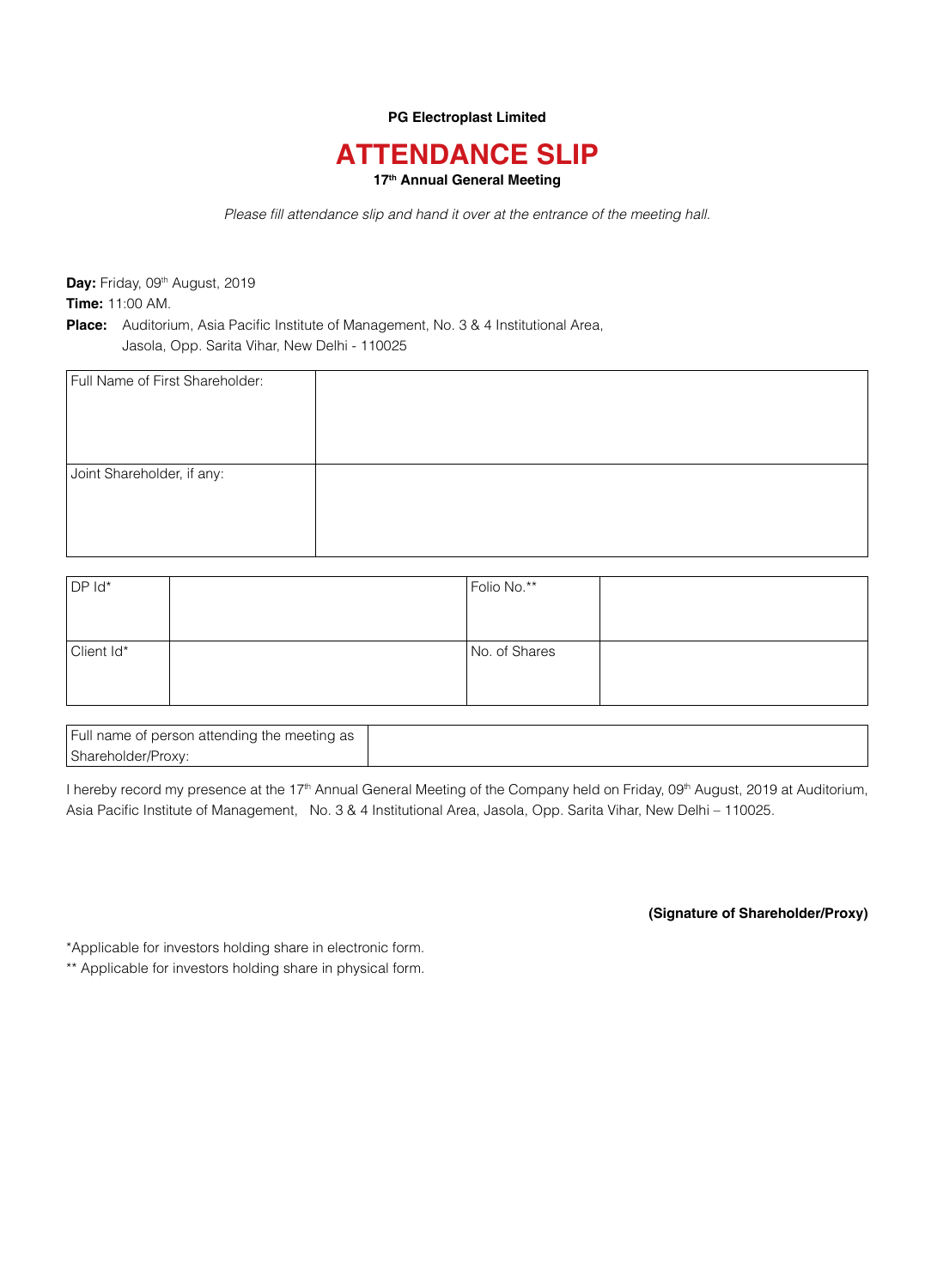**PG Electroplast Limited**

# ATTENDANCE SLIP

**17th Annual General Meeting**

*Please fill attendance slip and hand it over at the entrance of the meeting hall.*

**Day:** Friday, 09th August, 2019

**Time:** 11:00 AM.

**Place:** Auditorium, Asia Pacific Institute of Management, No. 3 & 4 Institutional Area, Jasola, Opp. Sarita Vihar, New Delhi - 110025

| | |
|---|---|
| Full Name of First Shareholder: | |
| Joint Shareholder, if any: | |

| | | | |
|---|---|---|---|
| DP Id* | | Folio No.** | |
| Client Id* | | No. of Shares | |

| | |
|---|---|
| Full name of person attending the meeting as Shareholder/Proxy: | |

I hereby record my presence at the 17th Annual General Meeting of the Company held on Friday, 09th August, 2019 at Auditorium, Asia Pacific Institute of Management, No. 3 & 4 Institutional Area, Jasola, Opp. Sarita Vihar, New Delhi – 110025.

**(Signature of Shareholder/Proxy)**

*Applicable for investors holding share in electronic form.

** Applicable for investors holding share in physical form.